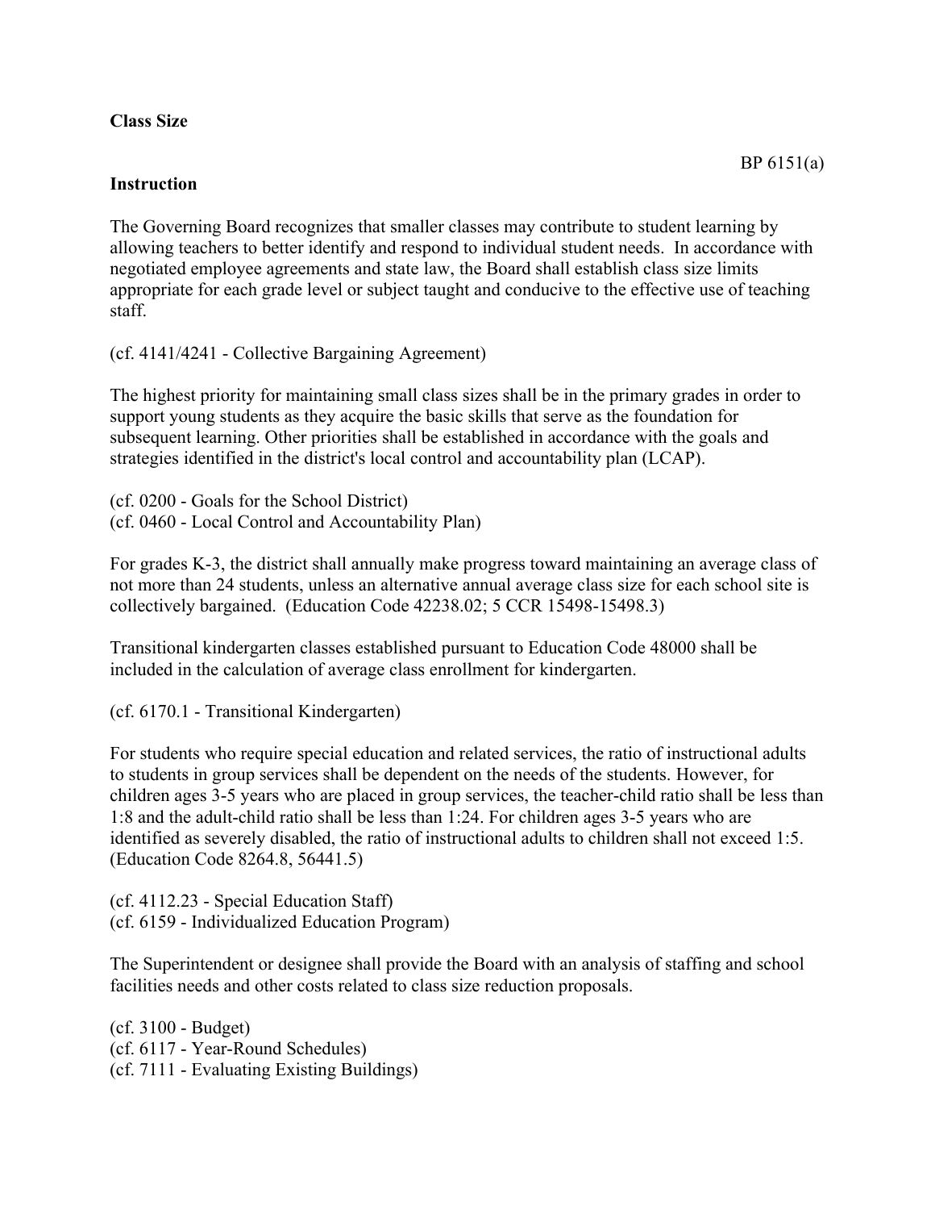**Class Size**

BP 6151(a)

**Instruction**

The Governing Board recognizes that smaller classes may contribute to student learning by allowing teachers to better identify and respond to individual student needs. In accordance with negotiated employee agreements and state law, the Board shall establish class size limits appropriate for each grade level or subject taught and conducive to the effective use of teaching staff.

(cf. 4141/4241 - Collective Bargaining Agreement)

The highest priority for maintaining small class sizes shall be in the primary grades in order to support young students as they acquire the basic skills that serve as the foundation for subsequent learning. Other priorities shall be established in accordance with the goals and strategies identified in the district's local control and accountability plan (LCAP).

(cf. 0200 - Goals for the School District)
(cf. 0460 - Local Control and Accountability Plan)

For grades K-3, the district shall annually make progress toward maintaining an average class of not more than 24 students, unless an alternative annual average class size for each school site is collectively bargained. (Education Code 42238.02; 5 CCR 15498-15498.3)

Transitional kindergarten classes established pursuant to Education Code 48000 shall be included in the calculation of average class enrollment for kindergarten.

(cf. 6170.1 - Transitional Kindergarten)

For students who require special education and related services, the ratio of instructional adults to students in group services shall be dependent on the needs of the students. However, for children ages 3-5 years who are placed in group services, the teacher-child ratio shall be less than 1:8 and the adult-child ratio shall be less than 1:24. For children ages 3-5 years who are identified as severely disabled, the ratio of instructional adults to children shall not exceed 1:5. (Education Code 8264.8, 56441.5)

(cf. 4112.23 - Special Education Staff)
(cf. 6159 - Individualized Education Program)

The Superintendent or designee shall provide the Board with an analysis of staffing and school facilities needs and other costs related to class size reduction proposals.

(cf. 3100 - Budget)
(cf. 6117 - Year-Round Schedules)
(cf. 7111 - Evaluating Existing Buildings)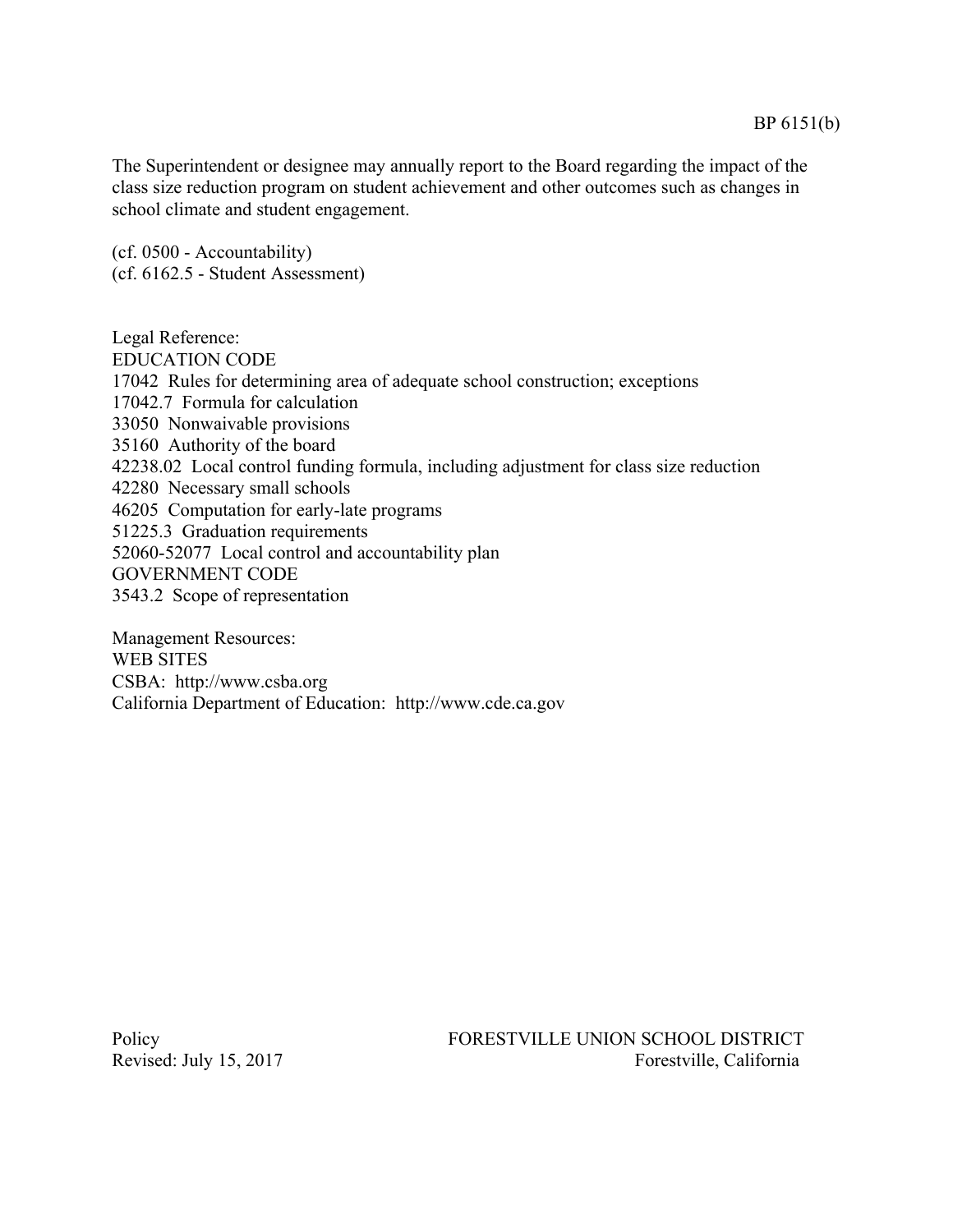The Superintendent or designee may annually report to the Board regarding the impact of the class size reduction program on student achievement and other outcomes such as changes in school climate and student engagement.

(cf. 0500 - Accountability)
(cf. 6162.5 - Student Assessment)

Legal Reference:
EDUCATION CODE
17042 Rules for determining area of adequate school construction; exceptions
17042.7 Formula for calculation
33050 Nonwaivable provisions
35160 Authority of the board
42238.02 Local control funding formula, including adjustment for class size reduction
42280 Necessary small schools
46205 Computation for early-late programs
51225.3 Graduation requirements
52060-52077 Local control and accountability plan
GOVERNMENT CODE
3543.2 Scope of representation

Management Resources:
WEB SITES
CSBA: http://www.csba.org
California Department of Education: http://www.cde.ca.gov

Policy
Revised: July 15, 2017

FORESTVILLE UNION SCHOOL DISTRICT
Forestville, California